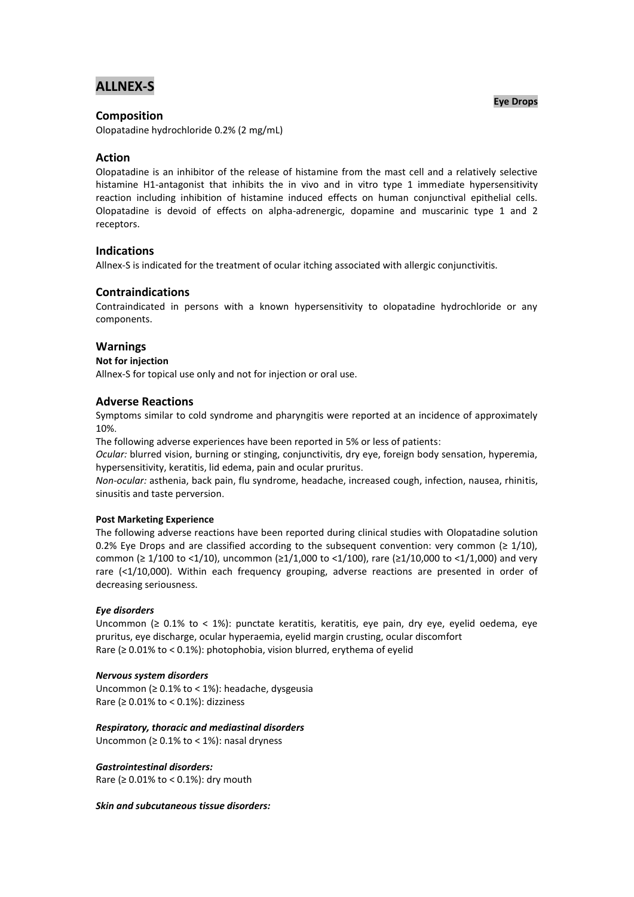# ALLNEX-S

**Eye Drops**

## Composition

Olopatadine hydrochloride 0.2% (2 mg/mL)

## Action

Olopatadine is an inhibitor of the release of histamine from the mast cell and a relatively selective histamine H1-antagonist that inhibits the in vivo and in vitro type 1 immediate hypersensitivity reaction including inhibition of histamine induced effects on human conjunctival epithelial cells. Olopatadine is devoid of effects on alpha-adrenergic, dopamine and muscarinic type 1 and 2 receptors.

## Indications

Allnex-S is indicated for the treatment of ocular itching associated with allergic conjunctivitis.

## Contraindications

Contraindicated in persons with a known hypersensitivity to olopatadine hydrochloride or any components.

## Warnings

**Not for injection**

Allnex-S for topical use only and not for injection or oral use.

## Adverse Reactions

Symptoms similar to cold syndrome and pharyngitis were reported at an incidence of approximately 10%.

The following adverse experiences have been reported in 5% or less of patients:

*Ocular:* blurred vision, burning or stinging, conjunctivitis, dry eye, foreign body sensation, hyperemia, hypersensitivity, keratitis, lid edema, pain and ocular pruritus.

*Non-ocular:* asthenia, back pain, flu syndrome, headache, increased cough, infection, nausea, rhinitis, sinusitis and taste perversion.

#### Post Marketing Experience

The following adverse reactions have been reported during clinical studies with Olopatadine solution 0.2% Eye Drops and are classified according to the subsequent convention: very common (≥ 1/10), common (≥ 1/100 to <1/10), uncommon (≥1/1,000 to <1/100), rare (≥1/10,000 to <1/1,000) and very rare (<1/10,000). Within each frequency grouping, adverse reactions are presented in order of decreasing seriousness.

***Eye disorders***

Uncommon (≥ 0.1% to < 1%): punctate keratitis, keratitis, eye pain, dry eye, eyelid oedema, eye pruritus, eye discharge, ocular hyperaemia, eyelid margin crusting, ocular discomfort
Rare (≥ 0.01% to < 0.1%): photophobia, vision blurred, erythema of eyelid

***Nervous system disorders***

Uncommon (≥ 0.1% to < 1%): headache, dysgeusia
Rare (≥ 0.01% to < 0.1%): dizziness

***Respiratory, thoracic and mediastinal disorders***

Uncommon (≥ 0.1% to < 1%): nasal dryness

***Gastrointestinal disorders:***

Rare (≥ 0.01% to < 0.1%): dry mouth

***Skin and subcutaneous tissue disorders:***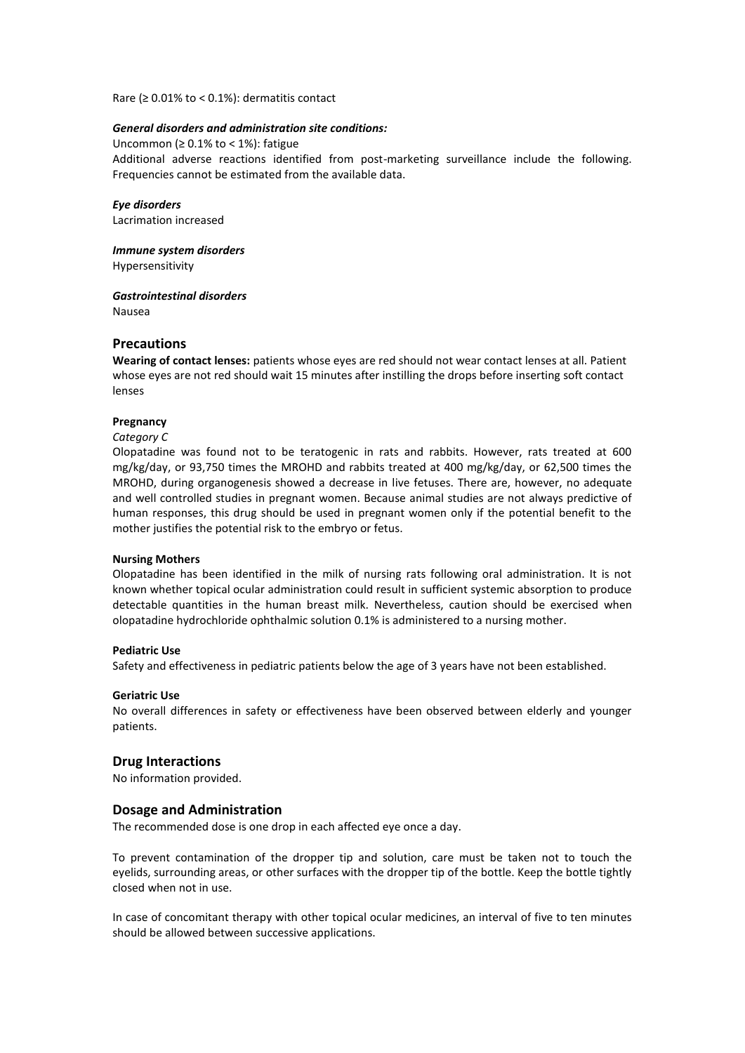Rare (≥ 0.01% to < 0.1%): dermatitis contact

***General disorders and administration site conditions:***

Uncommon (≥ 0.1% to < 1%): fatigue

Additional adverse reactions identified from post-marketing surveillance include the following. Frequencies cannot be estimated from the available data.

***Eye disorders***

Lacrimation increased

***Immune system disorders***

Hypersensitivity

***Gastrointestinal disorders***

Nausea

## Precautions

**Wearing of contact lenses:** patients whose eyes are red should not wear contact lenses at all. Patient whose eyes are not red should wait 15 minutes after instilling the drops before inserting soft contact lenses

**Pregnancy**

*Category C*

Olopatadine was found not to be teratogenic in rats and rabbits. However, rats treated at 600 mg/kg/day, or 93,750 times the MROHD and rabbits treated at 400 mg/kg/day, or 62,500 times the MROHD, during organogenesis showed a decrease in live fetuses. There are, however, no adequate and well controlled studies in pregnant women. Because animal studies are not always predictive of human responses, this drug should be used in pregnant women only if the potential benefit to the mother justifies the potential risk to the embryo or fetus.

**Nursing Mothers**

Olopatadine has been identified in the milk of nursing rats following oral administration. It is not known whether topical ocular administration could result in sufficient systemic absorption to produce detectable quantities in the human breast milk. Nevertheless, caution should be exercised when olopatadine hydrochloride ophthalmic solution 0.1% is administered to a nursing mother.

**Pediatric Use**

Safety and effectiveness in pediatric patients below the age of 3 years have not been established.

**Geriatric Use**

No overall differences in safety or effectiveness have been observed between elderly and younger patients.

## Drug Interactions

No information provided.

## Dosage and Administration

The recommended dose is one drop in each affected eye once a day.

To prevent contamination of the dropper tip and solution, care must be taken not to touch the eyelids, surrounding areas, or other surfaces with the dropper tip of the bottle. Keep the bottle tightly closed when not in use.

In case of concomitant therapy with other topical ocular medicines, an interval of five to ten minutes should be allowed between successive applications.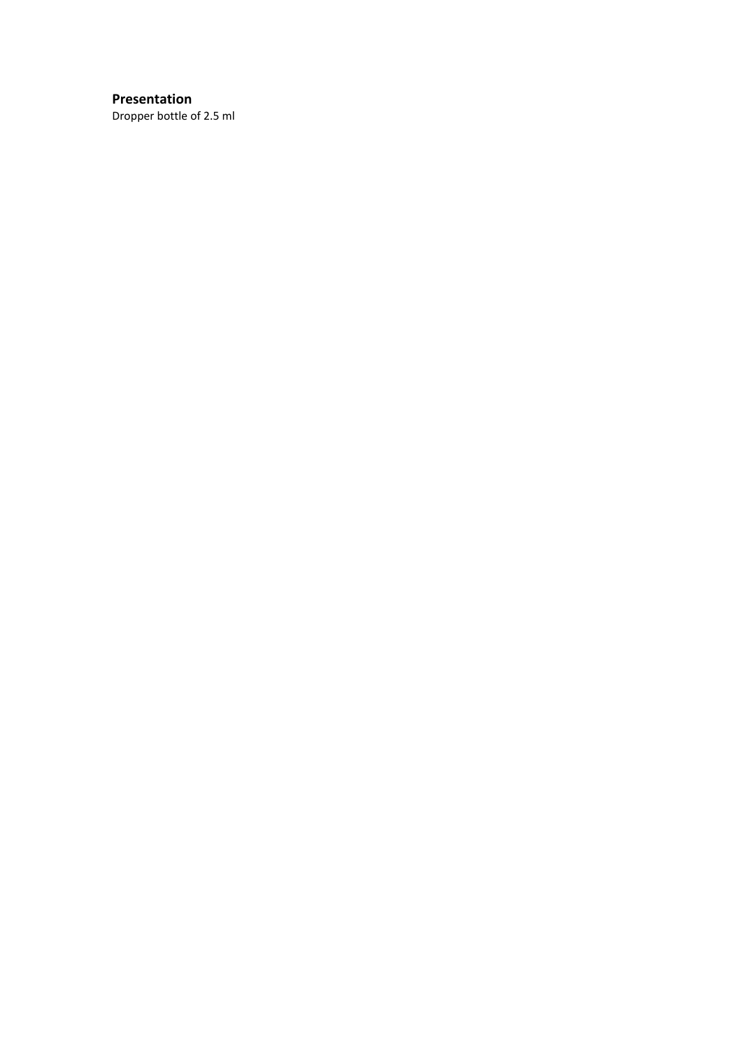**Presentation**

Dropper bottle of 2.5 ml